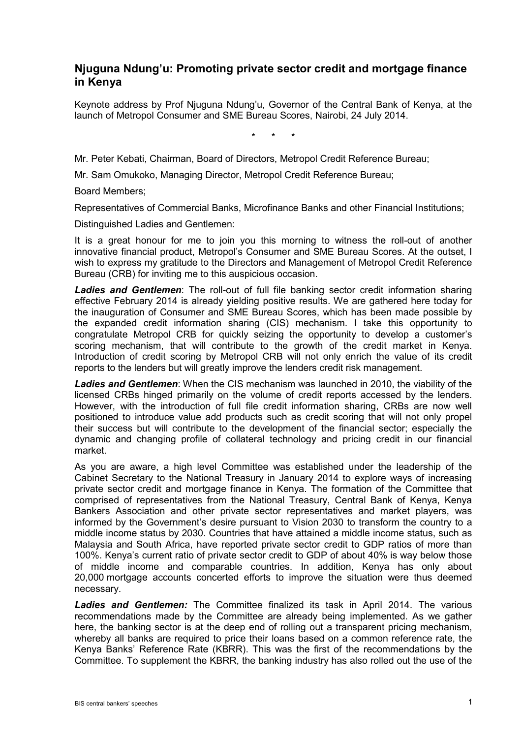## Njuguna Ndung'u: Promoting private sector credit and mortgage finance in Kenya

Keynote address by Prof Njuguna Ndung'u, Governor of the Central Bank of Kenya, at the launch of Metropol Consumer and SME Bureau Scores, Nairobi, 24 July 2014.

\* \* \*

Mr. Peter Kebati, Chairman, Board of Directors, Metropol Credit Reference Bureau;

Mr. Sam Omukoko, Managing Director, Metropol Credit Reference Bureau;

Board Members;

Representatives of Commercial Banks, Microfinance Banks and other Financial Institutions;

Distinguished Ladies and Gentlemen:

It is a great honour for me to join you this morning to witness the roll-out of another innovative financial product, Metropol's Consumer and SME Bureau Scores. At the outset, I wish to express my gratitude to the Directors and Management of Metropol Credit Reference Bureau (CRB) for inviting me to this auspicious occasion.

***Ladies and Gentlemen***: The roll-out of full file banking sector credit information sharing effective February 2014 is already yielding positive results. We are gathered here today for the inauguration of Consumer and SME Bureau Scores, which has been made possible by the expanded credit information sharing (CIS) mechanism. I take this opportunity to congratulate Metropol CRB for quickly seizing the opportunity to develop a customer's scoring mechanism, that will contribute to the growth of the credit market in Kenya. Introduction of credit scoring by Metropol CRB will not only enrich the value of its credit reports to the lenders but will greatly improve the lenders credit risk management.

***Ladies and Gentlemen***: When the CIS mechanism was launched in 2010, the viability of the licensed CRBs hinged primarily on the volume of credit reports accessed by the lenders. However, with the introduction of full file credit information sharing, CRBs are now well positioned to introduce value add products such as credit scoring that will not only propel their success but will contribute to the development of the financial sector; especially the dynamic and changing profile of collateral technology and pricing credit in our financial market.

As you are aware, a high level Committee was established under the leadership of the Cabinet Secretary to the National Treasury in January 2014 to explore ways of increasing private sector credit and mortgage finance in Kenya. The formation of the Committee that comprised of representatives from the National Treasury, Central Bank of Kenya, Kenya Bankers Association and other private sector representatives and market players, was informed by the Government's desire pursuant to Vision 2030 to transform the country to a middle income status by 2030. Countries that have attained a middle income status, such as Malaysia and South Africa, have reported private sector credit to GDP ratios of more than 100%. Kenya's current ratio of private sector credit to GDP of about 40% is way below those of middle income and comparable countries. In addition, Kenya has only about 20,000 mortgage accounts concerted efforts to improve the situation were thus deemed necessary.

***Ladies and Gentlemen:*** The Committee finalized its task in April 2014. The various recommendations made by the Committee are already being implemented. As we gather here, the banking sector is at the deep end of rolling out a transparent pricing mechanism, whereby all banks are required to price their loans based on a common reference rate, the Kenya Banks' Reference Rate (KBRR). This was the first of the recommendations by the Committee. To supplement the KBRR, the banking industry has also rolled out the use of the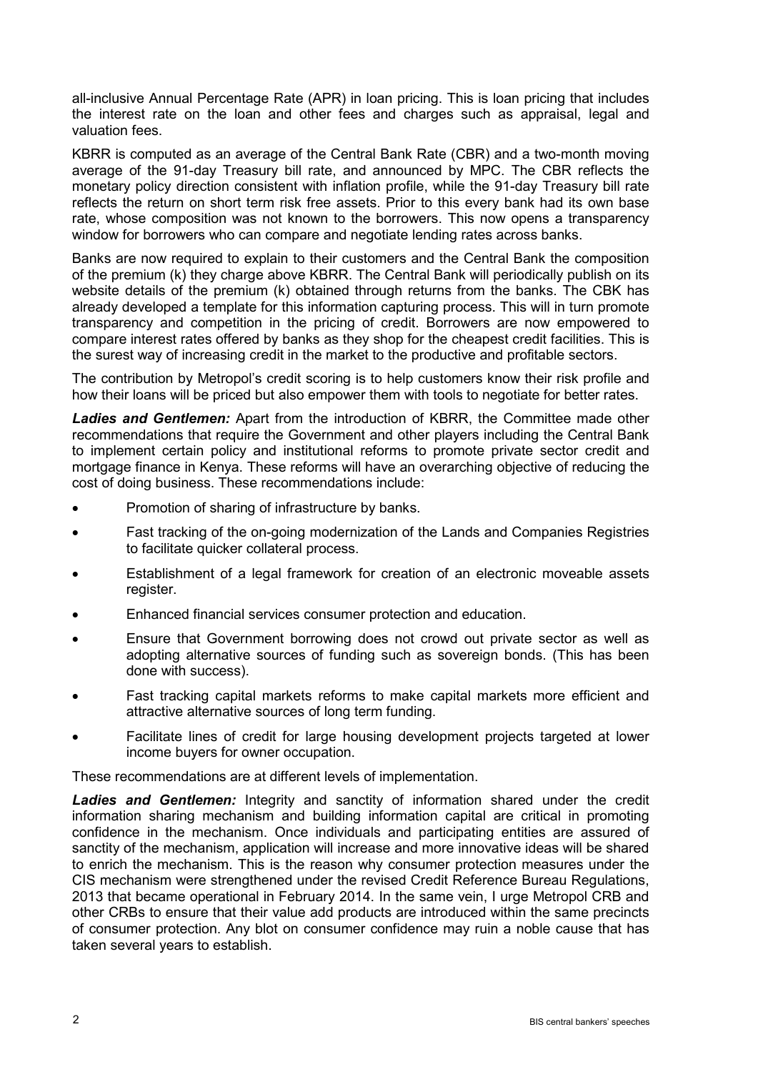all-inclusive Annual Percentage Rate (APR) in loan pricing. This is loan pricing that includes the interest rate on the loan and other fees and charges such as appraisal, legal and valuation fees.

KBRR is computed as an average of the Central Bank Rate (CBR) and a two-month moving average of the 91-day Treasury bill rate, and announced by MPC. The CBR reflects the monetary policy direction consistent with inflation profile, while the 91-day Treasury bill rate reflects the return on short term risk free assets. Prior to this every bank had its own base rate, whose composition was not known to the borrowers. This now opens a transparency window for borrowers who can compare and negotiate lending rates across banks.

Banks are now required to explain to their customers and the Central Bank the composition of the premium (k) they charge above KBRR. The Central Bank will periodically publish on its website details of the premium (k) obtained through returns from the banks. The CBK has already developed a template for this information capturing process. This will in turn promote transparency and competition in the pricing of credit. Borrowers are now empowered to compare interest rates offered by banks as they shop for the cheapest credit facilities. This is the surest way of increasing credit in the market to the productive and profitable sectors.

The contribution by Metropol's credit scoring is to help customers know their risk profile and how their loans will be priced but also empower them with tools to negotiate for better rates.

***Ladies and Gentlemen:*** Apart from the introduction of KBRR, the Committee made other recommendations that require the Government and other players including the Central Bank to implement certain policy and institutional reforms to promote private sector credit and mortgage finance in Kenya. These reforms will have an overarching objective of reducing the cost of doing business. These recommendations include:

- Promotion of sharing of infrastructure by banks.
- Fast tracking of the on-going modernization of the Lands and Companies Registries to facilitate quicker collateral process.
- Establishment of a legal framework for creation of an electronic moveable assets register.
- Enhanced financial services consumer protection and education.
- Ensure that Government borrowing does not crowd out private sector as well as adopting alternative sources of funding such as sovereign bonds. (This has been done with success).
- Fast tracking capital markets reforms to make capital markets more efficient and attractive alternative sources of long term funding.
- Facilitate lines of credit for large housing development projects targeted at lower income buyers for owner occupation.

These recommendations are at different levels of implementation.

***Ladies and Gentlemen:*** Integrity and sanctity of information shared under the credit information sharing mechanism and building information capital are critical in promoting confidence in the mechanism. Once individuals and participating entities are assured of sanctity of the mechanism, application will increase and more innovative ideas will be shared to enrich the mechanism. This is the reason why consumer protection measures under the CIS mechanism were strengthened under the revised Credit Reference Bureau Regulations, 2013 that became operational in February 2014. In the same vein, I urge Metropol CRB and other CRBs to ensure that their value add products are introduced within the same precincts of consumer protection. Any blot on consumer confidence may ruin a noble cause that has taken several years to establish.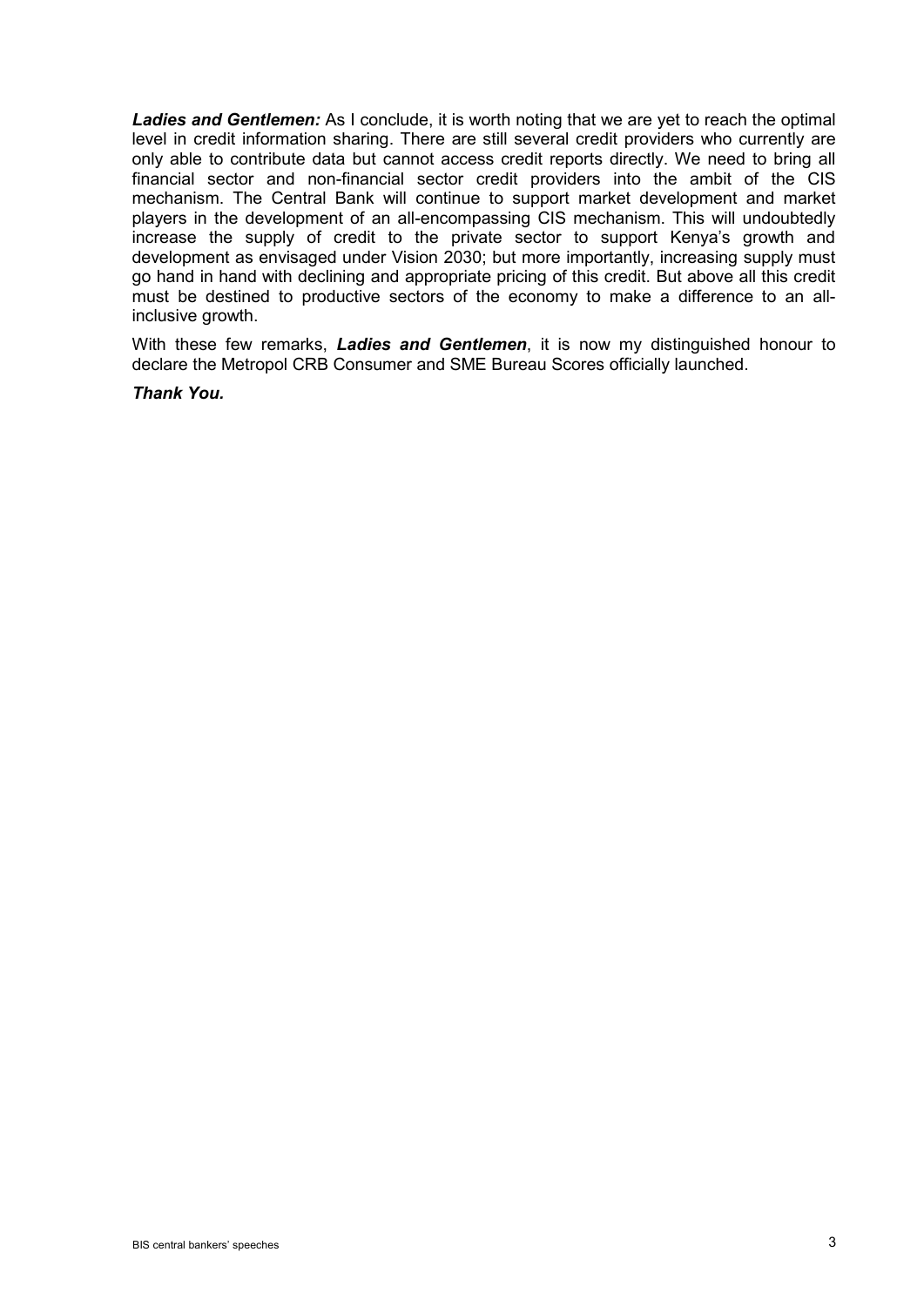***Ladies and Gentlemen:*** As I conclude, it is worth noting that we are yet to reach the optimal level in credit information sharing. There are still several credit providers who currently are only able to contribute data but cannot access credit reports directly. We need to bring all financial sector and non-financial sector credit providers into the ambit of the CIS mechanism. The Central Bank will continue to support market development and market players in the development of an all-encompassing CIS mechanism. This will undoubtedly increase the supply of credit to the private sector to support Kenya's growth and development as envisaged under Vision 2030; but more importantly, increasing supply must go hand in hand with declining and appropriate pricing of this credit. But above all this credit must be destined to productive sectors of the economy to make a difference to an all-inclusive growth.

With these few remarks, ***Ladies and Gentlemen***, it is now my distinguished honour to declare the Metropol CRB Consumer and SME Bureau Scores officially launched.

***Thank You.***